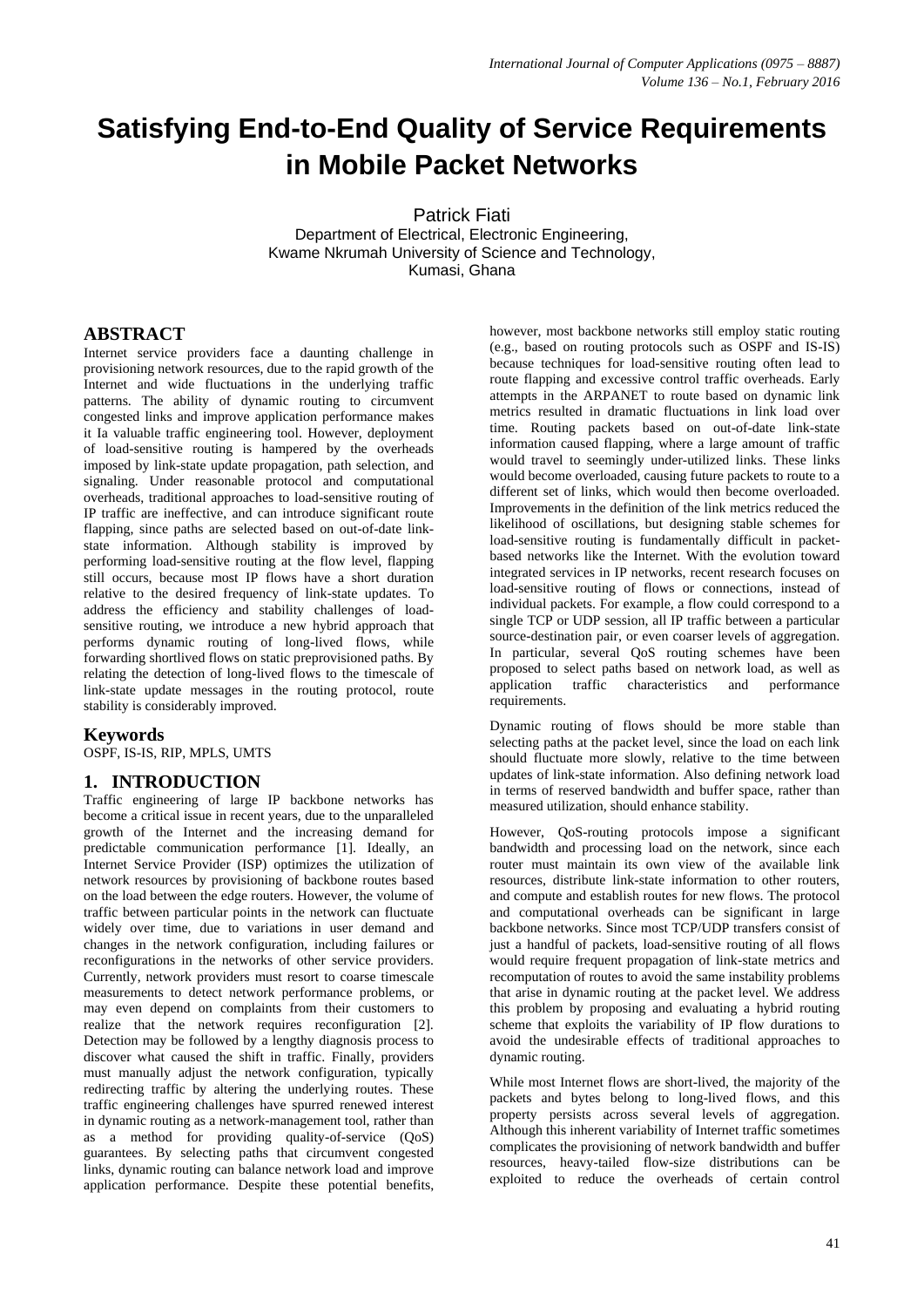# Satisfying End-to-End Quality of Service Requirements in Mobile Packet Networks

Patrick Fiati
Department of Electrical, Electronic Engineering,
Kwame Nkrumah University of Science and Technology,
Kumasi, Ghana

## ABSTRACT

Internet service providers face a daunting challenge in provisioning network resources, due to the rapid growth of the Internet and wide fluctuations in the underlying traffic patterns. The ability of dynamic routing to circumvent congested links and improve application performance makes it Ia valuable traffic engineering tool. However, deployment of load-sensitive routing is hampered by the overheads imposed by link-state update propagation, path selection, and signaling. Under reasonable protocol and computational overheads, traditional approaches to load-sensitive routing of IP traffic are ineffective, and can introduce significant route flapping, since paths are selected based on out-of-date link-state information. Although stability is improved by performing load-sensitive routing at the flow level, flapping still occurs, because most IP flows have a short duration relative to the desired frequency of link-state updates. To address the efficiency and stability challenges of load-sensitive routing, we introduce a new hybrid approach that performs dynamic routing of long-lived flows, while forwarding shortlived flows on static preprovisioned paths. By relating the detection of long-lived flows to the timescale of link-state update messages in the routing protocol, route stability is considerably improved.

## Keywords

OSPF, IS-IS, RIP, MPLS, UMTS

## 1. INTRODUCTION

Traffic engineering of large IP backbone networks has become a critical issue in recent years, due to the unparalleled growth of the Internet and the increasing demand for predictable communication performance [1]. Ideally, an Internet Service Provider (ISP) optimizes the utilization of network resources by provisioning of backbone routes based on the load between the edge routers. However, the volume of traffic between particular points in the network can fluctuate widely over time, due to variations in user demand and changes in the network configuration, including failures or reconfigurations in the networks of other service providers. Currently, network providers must resort to coarse timescale measurements to detect network performance problems, or may even depend on complaints from their customers to realize that the network requires reconfiguration [2]. Detection may be followed by a lengthy diagnosis process to discover what caused the shift in traffic. Finally, providers must manually adjust the network configuration, typically redirecting traffic by altering the underlying routes. These traffic engineering challenges have spurred renewed interest in dynamic routing as a network-management tool, rather than as a method for providing quality-of-service (QoS) guarantees. By selecting paths that circumvent congested links, dynamic routing can balance network load and improve application performance. Despite these potential benefits, however, most backbone networks still employ static routing (e.g., based on routing protocols such as OSPF and IS-IS) because techniques for load-sensitive routing often lead to route flapping and excessive control traffic overheads. Early attempts in the ARPANET to route based on dynamic link metrics resulted in dramatic fluctuations in link load over time. Routing packets based on out-of-date link-state information caused flapping, where a large amount of traffic would travel to seemingly under-utilized links. These links would become overloaded, causing future packets to route to a different set of links, which would then become overloaded. Improvements in the definition of the link metrics reduced the likelihood of oscillations, but designing stable schemes for load-sensitive routing is fundamentally difficult in packet-based networks like the Internet. With the evolution toward integrated services in IP networks, recent research focuses on load-sensitive routing of flows or connections, instead of individual packets. For example, a flow could correspond to a single TCP or UDP session, all IP traffic between a particular source-destination pair, or even coarser levels of aggregation. In particular, several QoS routing schemes have been proposed to select paths based on network load, as well as application traffic characteristics and performance requirements.

Dynamic routing of flows should be more stable than selecting paths at the packet level, since the load on each link should fluctuate more slowly, relative to the time between updates of link-state information. Also defining network load in terms of reserved bandwidth and buffer space, rather than measured utilization, should enhance stability.

However, QoS-routing protocols impose a significant bandwidth and processing load on the network, since each router must maintain its own view of the available link resources, distribute link-state information to other routers, and compute and establish routes for new flows. The protocol and computational overheads can be significant in large backbone networks. Since most TCP/UDP transfers consist of just a handful of packets, load-sensitive routing of all flows would require frequent propagation of link-state metrics and recomputation of routes to avoid the same instability problems that arise in dynamic routing at the packet level. We address this problem by proposing and evaluating a hybrid routing scheme that exploits the variability of IP flow durations to avoid the undesirable effects of traditional approaches to dynamic routing.

While most Internet flows are short-lived, the majority of the packets and bytes belong to long-lived flows, and this property persists across several levels of aggregation. Although this inherent variability of Internet traffic sometimes complicates the provisioning of network bandwidth and buffer resources, heavy-tailed flow-size distributions can be exploited to reduce the overheads of certain control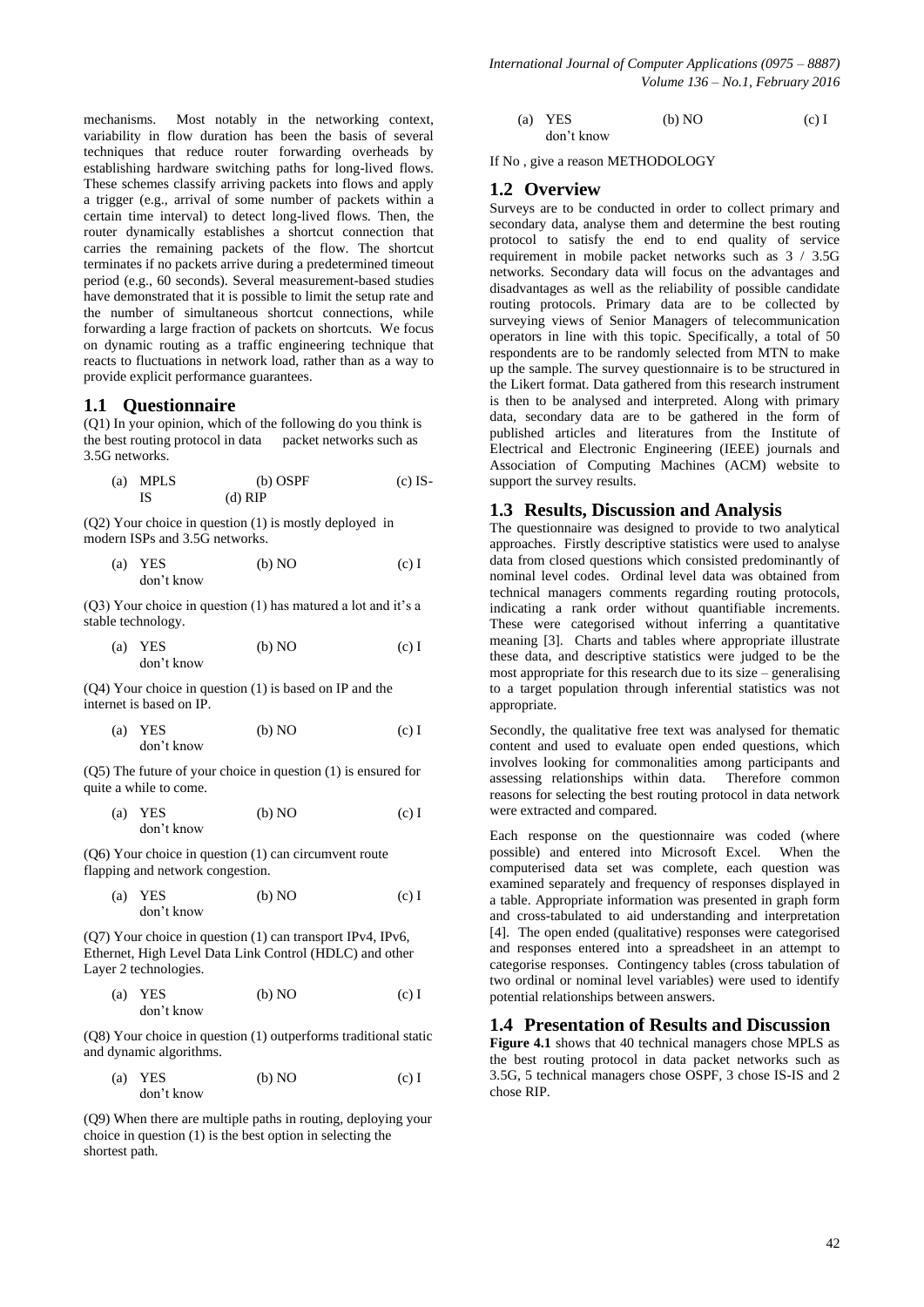mechanisms. Most notably in the networking context, variability in flow duration has been the basis of several techniques that reduce router forwarding overheads by establishing hardware switching paths for long-lived flows. These schemes classify arriving packets into flows and apply a trigger (e.g., arrival of some number of packets within a certain time interval) to detect long-lived flows. Then, the router dynamically establishes a shortcut connection that carries the remaining packets of the flow. The shortcut terminates if no packets arrive during a predetermined timeout period (e.g., 60 seconds). Several measurement-based studies have demonstrated that it is possible to limit the setup rate and the number of simultaneous shortcut connections, while forwarding a large fraction of packets on shortcuts. We focus on dynamic routing as a traffic engineering technique that reacts to fluctuations in network load, rather than as a way to provide explicit performance guarantees.

## 1.1 Questionnaire

(Q1) In your opinion, which of the following do you think is the best routing protocol in data packet networks such as 3.5G networks.

(a) MPLS (b) OSPF (c) IS-IS (d) RIP

(Q2) Your choice in question (1) is mostly deployed in modern ISPs and 3.5G networks.

(a) YES (b) NO (c) I don't know

(Q3) Your choice in question (1) has matured a lot and it's a stable technology.

(a) YES (b) NO (c) I don't know

(Q4) Your choice in question (1) is based on IP and the internet is based on IP.

(a) YES (b) NO (c) I don't know

(Q5) The future of your choice in question (1) is ensured for quite a while to come.

(a) YES (b) NO (c) I don't know

(Q6) Your choice in question (1) can circumvent route flapping and network congestion.

(a) YES (b) NO (c) I don't know

(Q7) Your choice in question (1) can transport IPv4, IPv6, Ethernet, High Level Data Link Control (HDLC) and other Layer 2 technologies.

(a) YES (b) NO (c) I don't know

(Q8) Your choice in question (1) outperforms traditional static and dynamic algorithms.

(a) YES (b) NO (c) I don't know

(Q9) When there are multiple paths in routing, deploying your choice in question (1) is the best option in selecting the shortest path.

(a) YES (b) NO (c) I don't know

If No , give a reason METHODOLOGY

## 1.2 Overview

Surveys are to be conducted in order to collect primary and secondary data, analyse them and determine the best routing protocol to satisfy the end to end quality of service requirement in mobile packet networks such as 3 / 3.5G networks. Secondary data will focus on the advantages and disadvantages as well as the reliability of possible candidate routing protocols. Primary data are to be collected by surveying views of Senior Managers of telecommunication operators in line with this topic. Specifically, a total of 50 respondents are to be randomly selected from MTN to make up the sample. The survey questionnaire is to be structured in the Likert format. Data gathered from this research instrument is then to be analysed and interpreted. Along with primary data, secondary data are to be gathered in the form of published articles and literatures from the Institute of Electrical and Electronic Engineering (IEEE) journals and Association of Computing Machines (ACM) website to support the survey results.

## 1.3 Results, Discussion and Analysis

The questionnaire was designed to provide to two analytical approaches. Firstly descriptive statistics were used to analyse data from closed questions which consisted predominantly of nominal level codes. Ordinal level data was obtained from technical managers comments regarding routing protocols, indicating a rank order without quantifiable increments. These were categorised without inferring a quantitative meaning [3]. Charts and tables where appropriate illustrate these data, and descriptive statistics were judged to be the most appropriate for this research due to its size – generalising to a target population through inferential statistics was not appropriate.

Secondly, the qualitative free text was analysed for thematic content and used to evaluate open ended questions, which involves looking for commonalities among participants and assessing relationships within data. Therefore common reasons for selecting the best routing protocol in data network were extracted and compared.

Each response on the questionnaire was coded (where possible) and entered into Microsoft Excel. When the computerised data set was complete, each question was examined separately and frequency of responses displayed in a table. Appropriate information was presented in graph form and cross-tabulated to aid understanding and interpretation [4]. The open ended (qualitative) responses were categorised and responses entered into a spreadsheet in an attempt to categorise responses. Contingency tables (cross tabulation of two ordinal or nominal level variables) were used to identify potential relationships between answers.

## 1.4 Presentation of Results and Discussion

**Figure 4.1** shows that 40 technical managers chose MPLS as the best routing protocol in data packet networks such as 3.5G, 5 technical managers chose OSPF, 3 chose IS-IS and 2 chose RIP.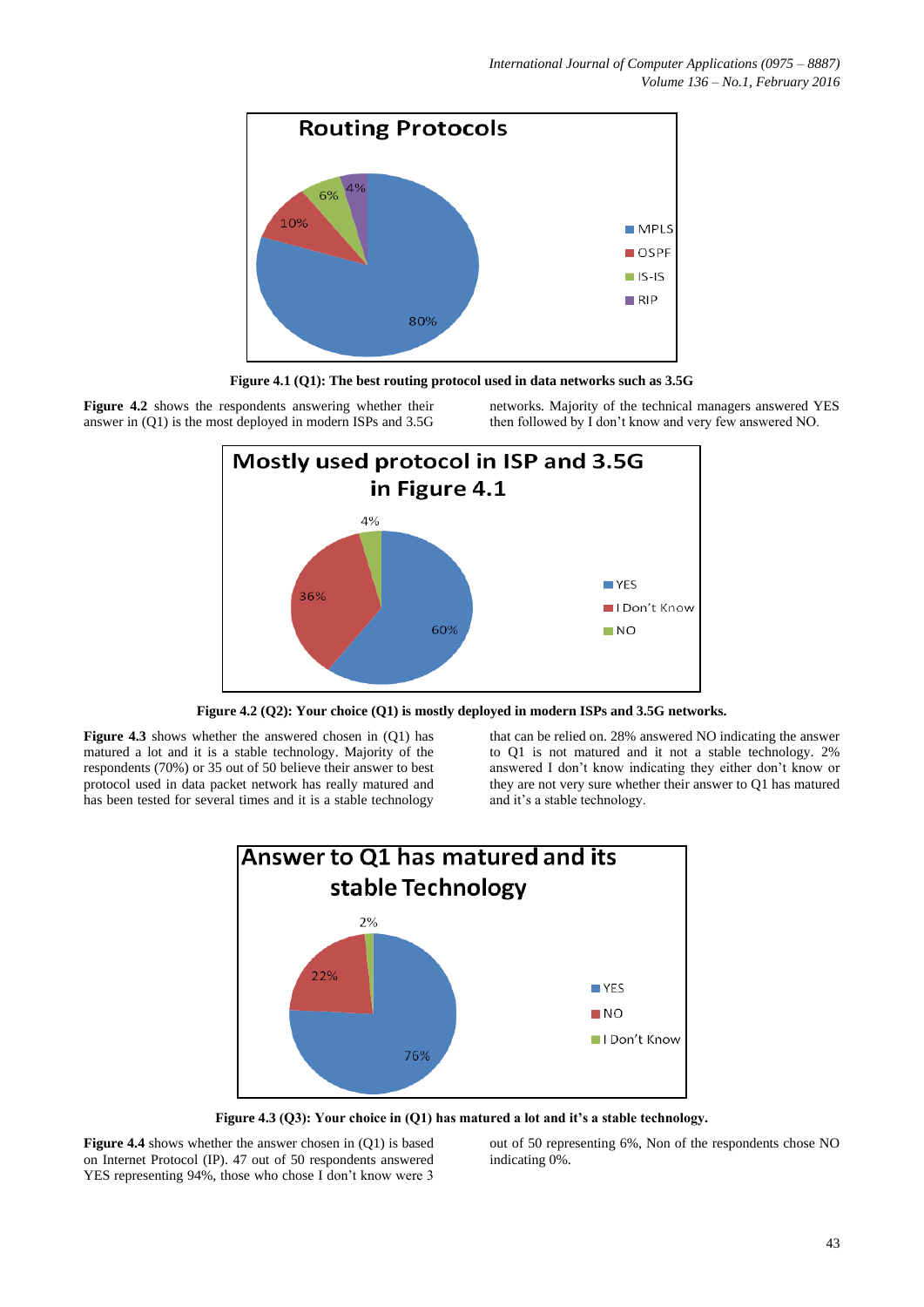Figure 4.1 (Q1): The best routing protocol used in data networks such as 3.5G

**Figure 4.2** shows the respondents answering whether their answer in (Q1) is the most deployed in modern ISPs and 3.5G networks. Majority of the technical managers answered YES then followed by I don't know and very few answered NO.

Figure 4.2 (Q2): Your choice (Q1) is mostly deployed in modern ISPs and 3.5G networks.

**Figure 4.3** shows whether the answered chosen in (Q1) has matured a lot and it is a stable technology. Majority of the respondents (70%) or 35 out of 50 believe their answer to best protocol used in data packet network has really matured and has been tested for several times and it is a stable technology that can be relied on. 28% answered NO indicating the answer to Q1 is not matured and it not a stable technology. 2% answered I don't know indicating they either don't know or they are not very sure whether their answer to Q1 has matured and it's a stable technology.

Figure 4.3 (Q3): Your choice in (Q1) has matured a lot and it's a stable technology.

**Figure 4.4** shows whether the answer chosen in (Q1) is based on Internet Protocol (IP). 47 out of 50 respondents answered YES representing 94%, those who chose I don't know were 3 out of 50 representing 6%, Non of the respondents chose NO indicating 0%.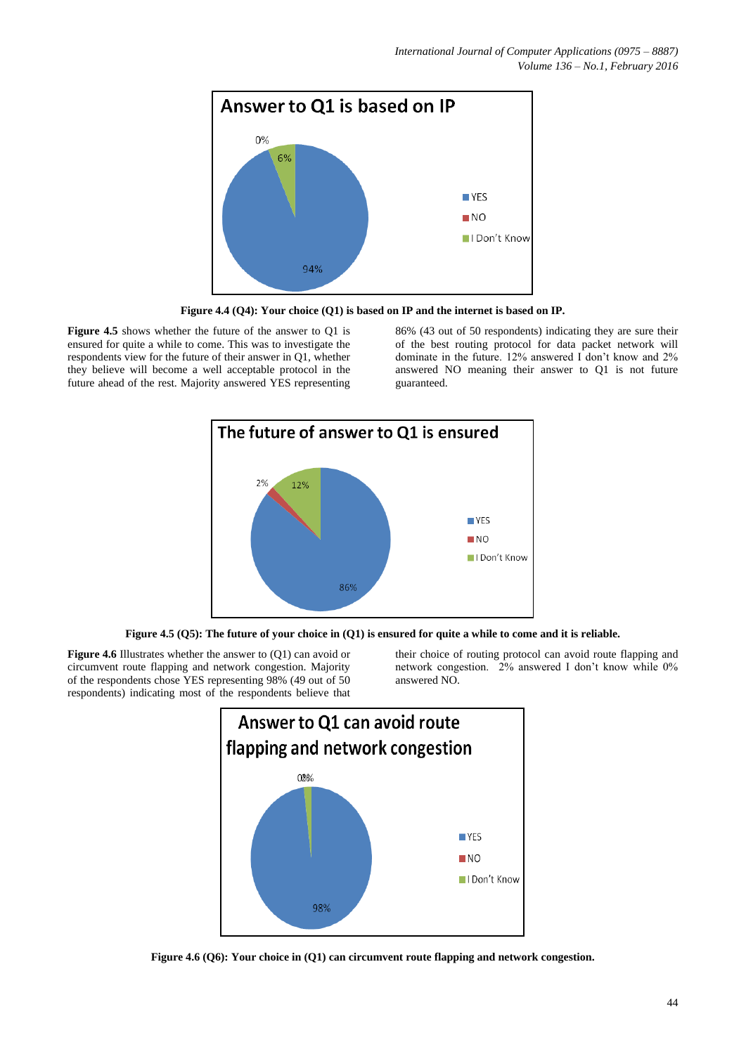**Figure 4.4 (Q4): Your choice (Q1) is based on IP and the internet is based on IP.**

**Figure 4.5** shows whether the future of the answer to Q1 is ensured for quite a while to come. This was to investigate the respondents view for the future of their answer in Q1, whether they believe will become a well acceptable protocol in the future ahead of the rest. Majority answered YES representing 86% (43 out of 50 respondents) indicating they are sure their of the best routing protocol for data packet network will dominate in the future. 12% answered I don't know and 2% answered NO meaning their answer to Q1 is not future guaranteed.

**Figure 4.5 (Q5): The future of your choice in (Q1) is ensured for quite a while to come and it is reliable.**

**Figure 4.6** Illustrates whether the answer to (Q1) can avoid or circumvent route flapping and network congestion. Majority of the respondents chose YES representing 98% (49 out of 50 respondents) indicating most of the respondents believe that their choice of routing protocol can avoid route flapping and network congestion. 2% answered I don't know while 0% answered NO.

**Figure 4.6 (Q6): Your choice in (Q1) can circumvent route flapping and network congestion.**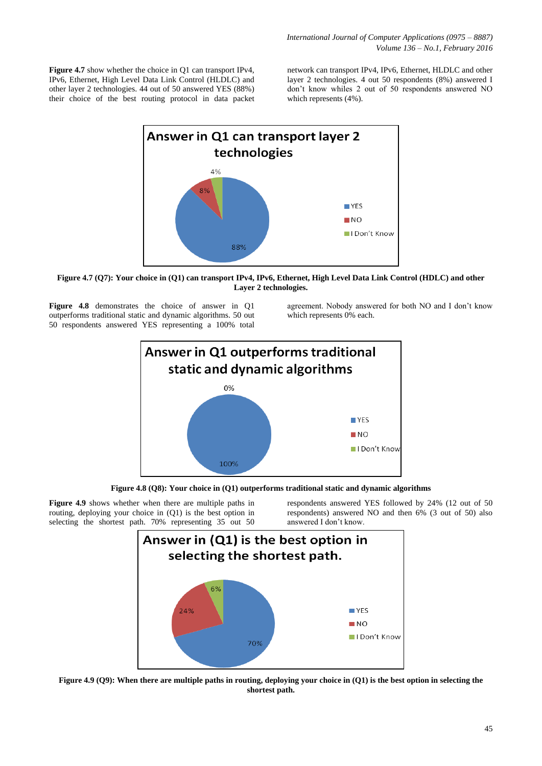**Figure 4.7** show whether the choice in Q1 can transport IPv4, IPv6, Ethernet, High Level Data Link Control (HLDLC) and other layer 2 technologies. 44 out of 50 answered YES (88%) their choice of the best routing protocol in data packet network can transport IPv4, IPv6, Ethernet, HLDLC and other layer 2 technologies. 4 out 50 respondents (8%) answered I don't know whiles 2 out of 50 respondents answered NO which represents (4%).

**Figure 4.7 (Q7): Your choice in (Q1) can transport IPv4, IPv6, Ethernet, High Level Data Link Control (HDLC) and other Layer 2 technologies.**

**Figure 4.8** demonstrates the choice of answer in Q1 outperforms traditional static and dynamic algorithms. 50 out 50 respondents answered YES representing a 100% total agreement. Nobody answered for both NO and I don't know which represents 0% each.

**Figure 4.8 (Q8): Your choice in (Q1) outperforms traditional static and dynamic algorithms**

**Figure 4.9** shows whether when there are multiple paths in routing, deploying your choice in (Q1) is the best option in selecting the shortest path. 70% representing 35 out 50 respondents answered YES followed by 24% (12 out of 50 respondents) answered NO and then 6% (3 out of 50) also answered I don't know.

**Figure 4.9 (Q9): When there are multiple paths in routing, deploying your choice in (Q1) is the best option in selecting the shortest path.**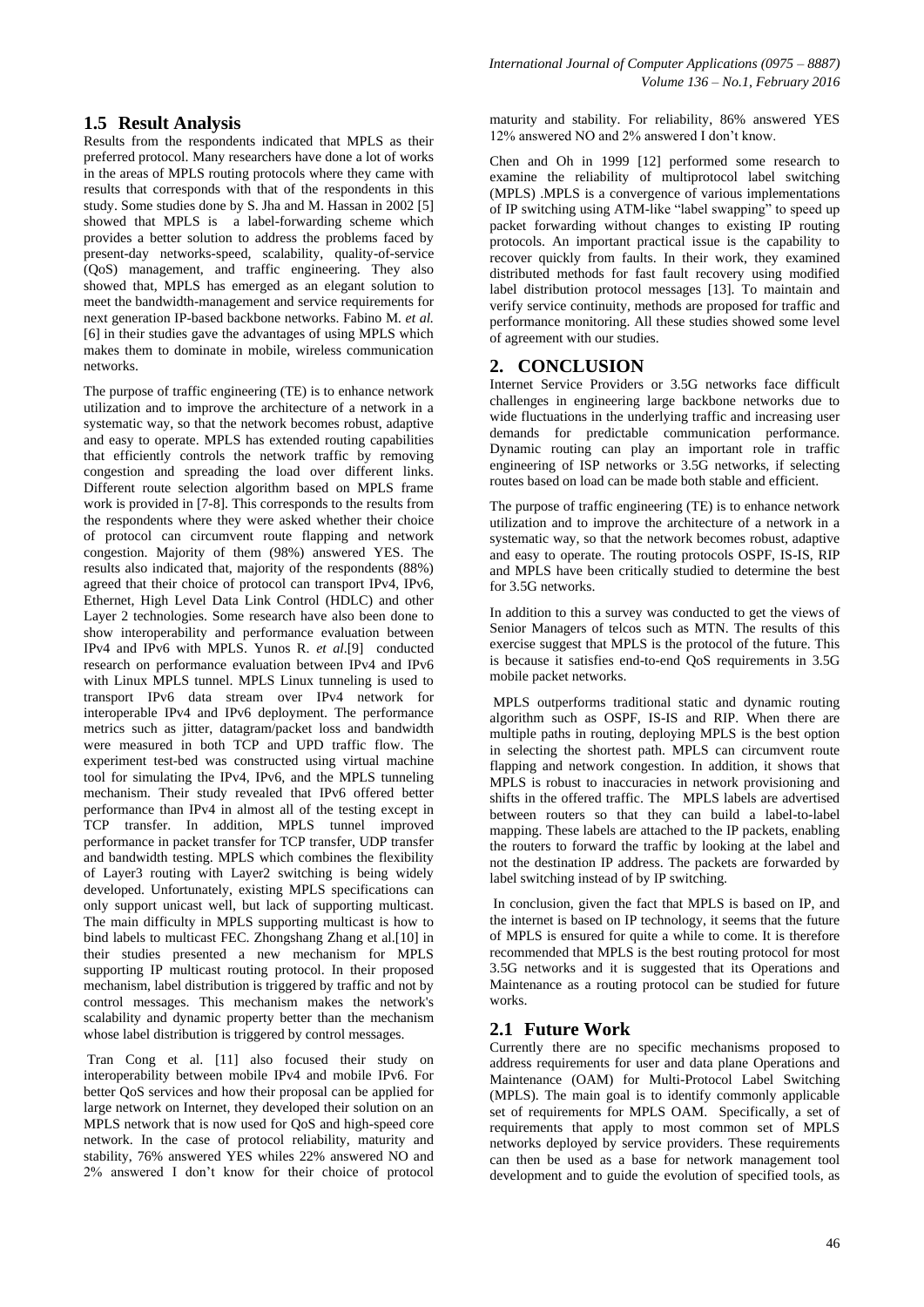## 1.5 Result Analysis

Results from the respondents indicated that MPLS as their preferred protocol. Many researchers have done a lot of works in the areas of MPLS routing protocols where they came with results that corresponds with that of the respondents in this study. Some studies done by S. Jha and M. Hassan in 2002 [5] showed that MPLS is a label-forwarding scheme which provides a better solution to address the problems faced by present-day networks-speed, scalability, quality-of-service (QoS) management, and traffic engineering. They also showed that, MPLS has emerged as an elegant solution to meet the bandwidth-management and service requirements for next generation IP-based backbone networks. Fabino M. *et al.* [6] in their studies gave the advantages of using MPLS which makes them to dominate in mobile, wireless communication networks.

The purpose of traffic engineering (TE) is to enhance network utilization and to improve the architecture of a network in a systematic way, so that the network becomes robust, adaptive and easy to operate. MPLS has extended routing capabilities that efficiently controls the network traffic by removing congestion and spreading the load over different links. Different route selection algorithm based on MPLS frame work is provided in [7-8]. This corresponds to the results from the respondents where they were asked whether their choice of protocol can circumvent route flapping and network congestion. Majority of them (98%) answered YES. The results also indicated that, majority of the respondents (88%) agreed that their choice of protocol can transport IPv4, IPv6, Ethernet, High Level Data Link Control (HDLC) and other Layer 2 technologies. Some research have also been done to show interoperability and performance evaluation between IPv4 and IPv6 with MPLS. Yunos R. *et al.*[9] conducted research on performance evaluation between IPv4 and IPv6 with Linux MPLS tunnel. MPLS Linux tunneling is used to transport IPv6 data stream over IPv4 network for interoperable IPv4 and IPv6 deployment. The performance metrics such as jitter, datagram/packet loss and bandwidth were measured in both TCP and UPD traffic flow. The experiment test-bed was constructed using virtual machine tool for simulating the IPv4, IPv6, and the MPLS tunneling mechanism. Their study revealed that IPv6 offered better performance than IPv4 in almost all of the testing except in TCP transfer. In addition, MPLS tunnel improved performance in packet transfer for TCP transfer, UDP transfer and bandwidth testing. MPLS which combines the flexibility of Layer3 routing with Layer2 switching is being widely developed. Unfortunately, existing MPLS specifications can only support unicast well, but lack of supporting multicast. The main difficulty in MPLS supporting multicast is how to bind labels to multicast FEC. Zhongshang Zhang et al.[10] in their studies presented a new mechanism for MPLS supporting IP multicast routing protocol. In their proposed mechanism, label distribution is triggered by traffic and not by control messages. This mechanism makes the network's scalability and dynamic property better than the mechanism whose label distribution is triggered by control messages.

Tran Cong et al. [11] also focused their study on interoperability between mobile IPv4 and mobile IPv6. For better QoS services and how their proposal can be applied for large network on Internet, they developed their solution on an MPLS network that is now used for QoS and high-speed core network. In the case of protocol reliability, maturity and stability, 76% answered YES whiles 22% answered NO and 2% answered I don't know for their choice of protocol maturity and stability. For reliability, 86% answered YES 12% answered NO and 2% answered I don't know.

Chen and Oh in 1999 [12] performed some research to examine the reliability of multiprotocol label switching (MPLS) .MPLS is a convergence of various implementations of IP switching using ATM-like "label swapping" to speed up packet forwarding without changes to existing IP routing protocols. An important practical issue is the capability to recover quickly from faults. In their work, they examined distributed methods for fast fault recovery using modified label distribution protocol messages [13]. To maintain and verify service continuity, methods are proposed for traffic and performance monitoring. All these studies showed some level of agreement with our studies.

## 2. CONCLUSION

Internet Service Providers or 3.5G networks face difficult challenges in engineering large backbone networks due to wide fluctuations in the underlying traffic and increasing user demands for predictable communication performance. Dynamic routing can play an important role in traffic engineering of ISP networks or 3.5G networks, if selecting routes based on load can be made both stable and efficient.

The purpose of traffic engineering (TE) is to enhance network utilization and to improve the architecture of a network in a systematic way, so that the network becomes robust, adaptive and easy to operate. The routing protocols OSPF, IS-IS, RIP and MPLS have been critically studied to determine the best for 3.5G networks.

In addition to this a survey was conducted to get the views of Senior Managers of telcos such as MTN. The results of this exercise suggest that MPLS is the protocol of the future. This is because it satisfies end-to-end QoS requirements in 3.5G mobile packet networks.

MPLS outperforms traditional static and dynamic routing algorithm such as OSPF, IS-IS and RIP. When there are multiple paths in routing, deploying MPLS is the best option in selecting the shortest path. MPLS can circumvent route flapping and network congestion. In addition, it shows that MPLS is robust to inaccuracies in network provisioning and shifts in the offered traffic. The MPLS labels are advertised between routers so that they can build a label-to-label mapping. These labels are attached to the IP packets, enabling the routers to forward the traffic by looking at the label and not the destination IP address. The packets are forwarded by label switching instead of by IP switching.

In conclusion, given the fact that MPLS is based on IP, and the internet is based on IP technology, it seems that the future of MPLS is ensured for quite a while to come. It is therefore recommended that MPLS is the best routing protocol for most 3.5G networks and it is suggested that its Operations and Maintenance as a routing protocol can be studied for future works.

## 2.1 Future Work

Currently there are no specific mechanisms proposed to address requirements for user and data plane Operations and Maintenance (OAM) for Multi-Protocol Label Switching (MPLS). The main goal is to identify commonly applicable set of requirements for MPLS OAM. Specifically, a set of requirements that apply to most common set of MPLS networks deployed by service providers. These requirements can then be used as a base for network management tool development and to guide the evolution of specified tools, as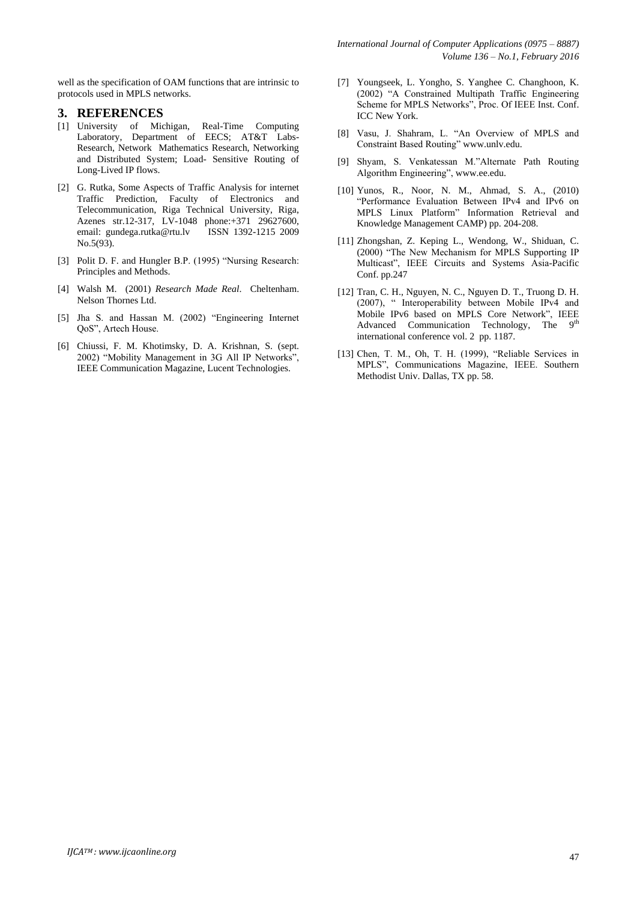well as the specification of OAM functions that are intrinsic to protocols used in MPLS networks.

## 3. REFERENCES

[1] University of Michigan, Real-Time Computing Laboratory, Department of EECS; AT&T Labs-Research, Network Mathematics Research, Networking and Distributed System; Load- Sensitive Routing of Long-Lived IP flows.

[2] G. Rutka, Some Aspects of Traffic Analysis for internet Traffic Prediction, Faculty of Electronics and Telecommunication, Riga Technical University, Riga, Azenes str.12-317, LV-1048 phone:+371 29627600, email: gundega.rutka@rtu.lv ISSN 1392-1215 2009 No.5(93).

[3] Polit D. F. and Hungler B.P. (1995) "Nursing Research: Principles and Methods.

[4] Walsh M. (2001) *Research Made Real*. Cheltenham. Nelson Thornes Ltd.

[5] Jha S. and Hassan M. (2002) "Engineering Internet QoS", Artech House.

[6] Chiussi, F. M. Khotimsky, D. A. Krishnan, S. (sept. 2002) "Mobility Management in 3G All IP Networks", IEEE Communication Magazine, Lucent Technologies.

[7] Youngseek, L. Yongho, S. Yanghee C. Changhoon, K. (2002) "A Constrained Multipath Traffic Engineering Scheme for MPLS Networks", Proc. Of IEEE Inst. Conf. ICC New York.

[8] Vasu, J. Shahram, L. "An Overview of MPLS and Constraint Based Routing" www.unlv.edu.

[9] Shyam, S. Venkatessan M."Alternate Path Routing Algorithm Engineering", www.ee.edu.

[10] Yunos, R., Noor, N. M., Ahmad, S. A., (2010) "Performance Evaluation Between IPv4 and IPv6 on MPLS Linux Platform" Information Retrieval and Knowledge Management CAMP) pp. 204-208.

[11] Zhongshan, Z. Keping L., Wendong, W., Shiduan, C. (2000) "The New Mechanism for MPLS Supporting IP Multicast", IEEE Circuits and Systems Asia-Pacific Conf. pp.247

[12] Tran, C. H., Nguyen, N. C., Nguyen D. T., Truong D. H. (2007), " Interoperability between Mobile IPv4 and Mobile IPv6 based on MPLS Core Network", IEEE Advanced Communication Technology, The 9th international conference vol. 2 pp. 1187.

[13] Chen, T. M., Oh, T. H. (1999), "Reliable Services in MPLS", Communications Magazine, IEEE. Southern Methodist Univ. Dallas, TX pp. 58.